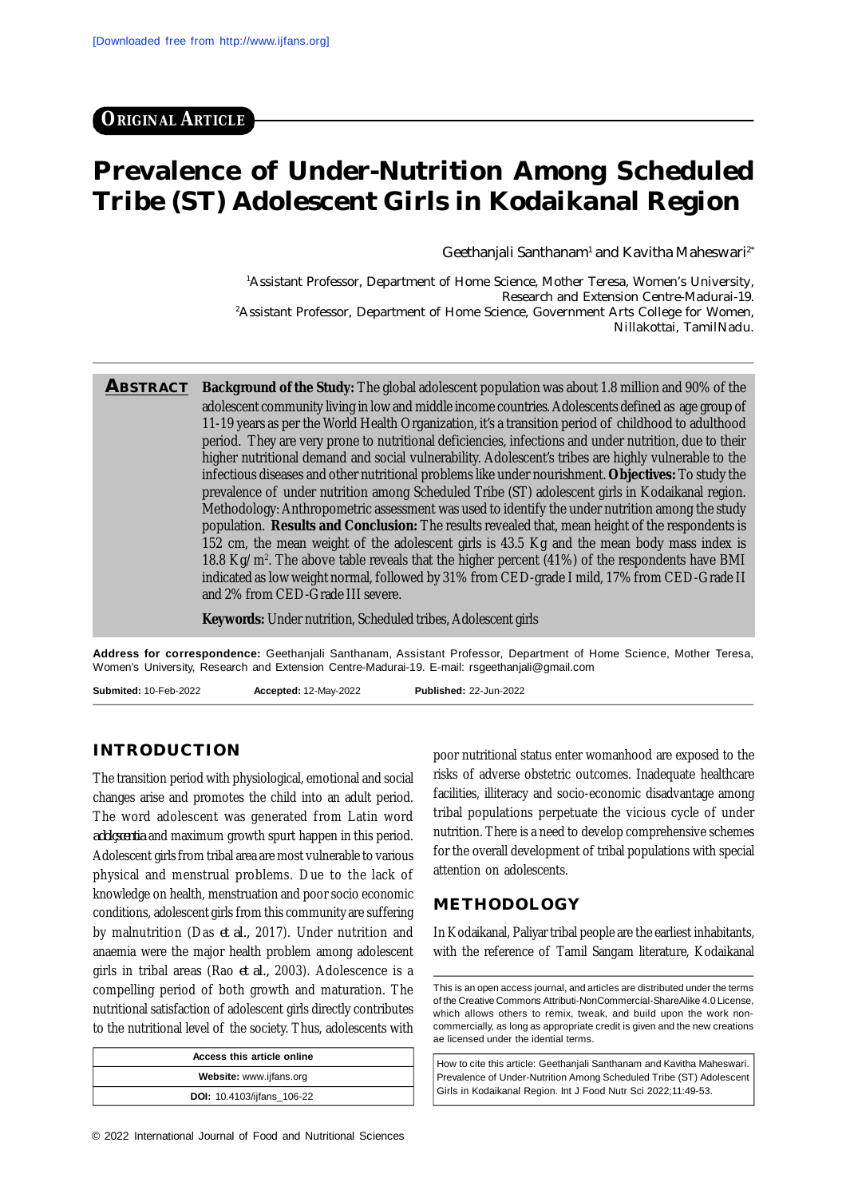ORIGINAL ARTICLE

# Prevalence of Under-Nutrition Among Scheduled Tribe (ST) Adolescent Girls in Kodaikanal Region

Geethanjali Santhanam[1] and Kavitha Maheswari[2*]

[1]Assistant Professor, Department of Home Science, Mother Teresa, Women's University, Research and Extension Centre-Madurai-19.
[2]Assistant Professor, Department of Home Science, Government Arts College for Women, Nillakottai, TamilNadu.

**ABSTRACT** **Background of the Study:** The global adolescent population was about 1.8 million and 90% of the adolescent community living in low and middle income countries. Adolescents defined as age group of 11-19 years as per the World Health Organization, it's a transition period of childhood to adulthood period. They are very prone to nutritional deficiencies, infections and under nutrition, due to their higher nutritional demand and social vulnerability. Adolescent's tribes are highly vulnerable to the infectious diseases and other nutritional problems like under nourishment. **Objectives:** To study the prevalence of under nutrition among Scheduled Tribe (ST) adolescent girls in Kodaikanal region. Methodology: Anthropometric assessment was used to identify the under nutrition among the study population. **Results and Conclusion:** The results revealed that, mean height of the respondents is 152 cm, the mean weight of the adolescent girls is 43.5 Kg and the mean body mass index is 18.8 Kg/m$^2$. The above table reveals that the higher percent (41%) of the respondents have BMI indicated as low weight normal, followed by 31% from CED-grade I mild, 17% from CED-Grade II and 2% from CED-Grade III severe.

**Keywords:** Under nutrition, Scheduled tribes, Adolescent girls

**Address for correspondence:** Geethanjali Santhanam, Assistant Professor, Department of Home Science, Mother Teresa, Women's University, Research and Extension Centre-Madurai-19. E-mail: rsgeethanjali@gmail.com

**Submited:** 10-Feb-2022 **Accepted:** 12-May-2022 **Published:** 22-Jun-2022

## INTRODUCTION

The transition period with physiological, emotional and social changes arise and promotes the child into an adult period. The word adolescent was generated from Latin word *adolescentia* and maximum growth spurt happen in this period. Adolescent girls from tribal area are most vulnerable to various physical and menstrual problems. Due to the lack of knowledge on health, menstruation and poor socio economic conditions, adolescent girls from this community are suffering by malnutrition (Das *et al.*, 2017). Under nutrition and anaemia were the major health problem among adolescent girls in tribal areas (Rao *et al.*, 2003). Adolescence is a compelling period of both growth and maturation. The nutritional satisfaction of adolescent girls directly contributes to the nutritional level of the society. Thus, adolescents with poor nutritional status enter womanhood are exposed to the risks of adverse obstetric outcomes. Inadequate healthcare facilities, illiteracy and socio-economic disadvantage among tribal populations perpetuate the vicious cycle of under nutrition. There is a need to develop comprehensive schemes for the overall development of tribal populations with special attention on adolescents.

| Access this article online |
|---|
| **Website:** www.ijfans.org |
| **DOI:** 10.4103/ijfans_106-22 |

## METHODOLOGY

In Kodaikanal, Paliyar tribal people are the earliest inhabitants, with the reference of Tamil Sangam literature, Kodaikanal

This is an open access journal, and articles are distributed under the terms of the Creative Commons Attributi-NonCommercial-ShareAlike 4.0 License, which allows others to remix, tweak, and build upon the work non-commercially, as long as appropriate credit is given and the new creations ae licensed under the idential terms.

How to cite this article: Geethanjali Santhanam and Kavitha Maheswari. Prevalence of Under-Nutrition Among Scheduled Tribe (ST) Adolescent Girls in Kodaikanal Region. Int J Food Nutr Sci 2022;11:49-53.

© 2022 International Journal of Food and Nutritional Sciences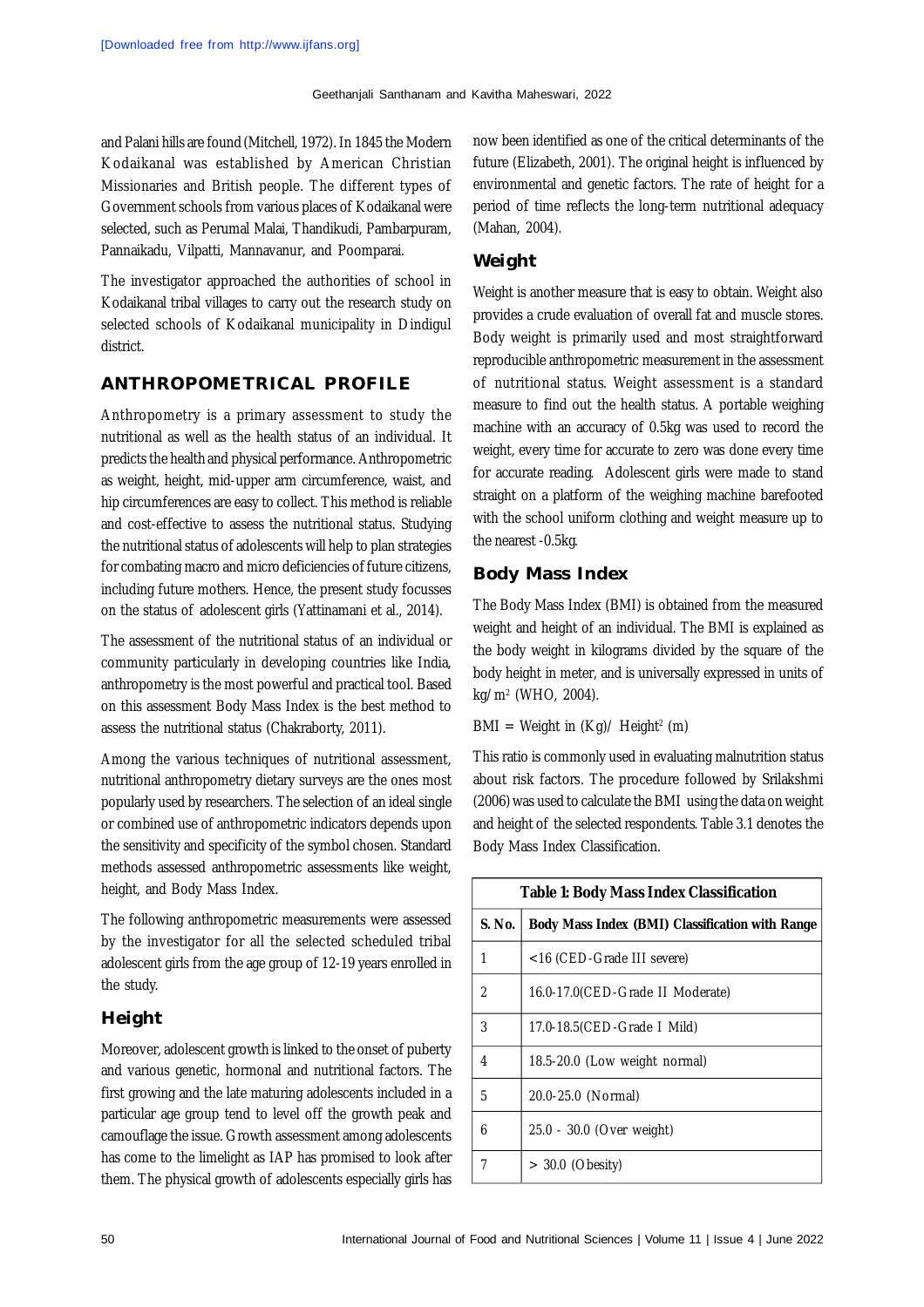and Palani hills are found (Mitchell, 1972). In 1845 the Modern Kodaikanal was established by American Christian Missionaries and British people. The different types of Government schools from various places of Kodaikanal were selected, such as Perumal Malai, Thandikudi, Pambarpuram, Pannaikadu, Vilpatti, Mannavanur, and Poomparai.

The investigator approached the authorities of school in Kodaikanal tribal villages to carry out the research study on selected schools of Kodaikanal municipality in Dindigul district.

## ANTHROPOMETRICAL PROFILE

Anthropometry is a primary assessment to study the nutritional as well as the health status of an individual. It predicts the health and physical performance. Anthropometric as weight, height, mid-upper arm circumference, waist, and hip circumferences are easy to collect. This method is reliable and cost-effective to assess the nutritional status. Studying the nutritional status of adolescents will help to plan strategies for combating macro and micro deficiencies of future citizens, including future mothers. Hence, the present study focusses on the status of adolescent girls (Yattinamani et al., 2014).

The assessment of the nutritional status of an individual or community particularly in developing countries like India, anthropometry is the most powerful and practical tool. Based on this assessment Body Mass Index is the best method to assess the nutritional status (Chakraborty, 2011).

Among the various techniques of nutritional assessment, nutritional anthropometry dietary surveys are the ones most popularly used by researchers. The selection of an ideal single or combined use of anthropometric indicators depends upon the sensitivity and specificity of the symbol chosen. Standard methods assessed anthropometric assessments like weight, height, and Body Mass Index.

The following anthropometric measurements were assessed by the investigator for all the selected scheduled tribal adolescent girls from the age group of 12-19 years enrolled in the study.

### Height

Moreover, adolescent growth is linked to the onset of puberty and various genetic, hormonal and nutritional factors. The first growing and the late maturing adolescents included in a particular age group tend to level off the growth peak and camouflage the issue. Growth assessment among adolescents has come to the limelight as IAP has promised to look after them. The physical growth of adolescents especially girls has now been identified as one of the critical determinants of the future (Elizabeth, 2001). The original height is influenced by environmental and genetic factors. The rate of height for a period of time reflects the long-term nutritional adequacy (Mahan, 2004).

### Weight

Weight is another measure that is easy to obtain. Weight also provides a crude evaluation of overall fat and muscle stores. Body weight is primarily used and most straightforward reproducible anthropometric measurement in the assessment of nutritional status. Weight assessment is a standard measure to find out the health status. A portable weighing machine with an accuracy of 0.5kg was used to record the weight, every time for accurate to zero was done every time for accurate reading. Adolescent girls were made to stand straight on a platform of the weighing machine barefooted with the school uniform clothing and weight measure up to the nearest -0.5kg.

### Body Mass Index

The Body Mass Index (BMI) is obtained from the measured weight and height of an individual. The BMI is explained as the body weight in kilograms divided by the square of the body height in meter, and is universally expressed in units of kg/m$^2$ (WHO, 2004).

BMI = Weight in (Kg)/ Height$^2$ (m)

This ratio is commonly used in evaluating malnutrition status about risk factors. The procedure followed by Srilakshmi (2006) was used to calculate the BMI using the data on weight and height of the selected respondents. Table 3.1 denotes the Body Mass Index Classification.

**Table 1: Body Mass Index Classification**

| S. No. | Body Mass Index (BMI) Classification with Range |
|---|---|
| 1 | <16 (CED-Grade III severe) |
| 2 | 16.0-17.0(CED-Grade II Moderate) |
| 3 | 17.0-18.5(CED-Grade I Mild) |
| 4 | 18.5-20.0 (Low weight normal) |
| 5 | 20.0-25.0 (Normal) |
| 6 | 25.0 - 30.0 (Over weight) |
| 7 | > 30.0 (Obesity) |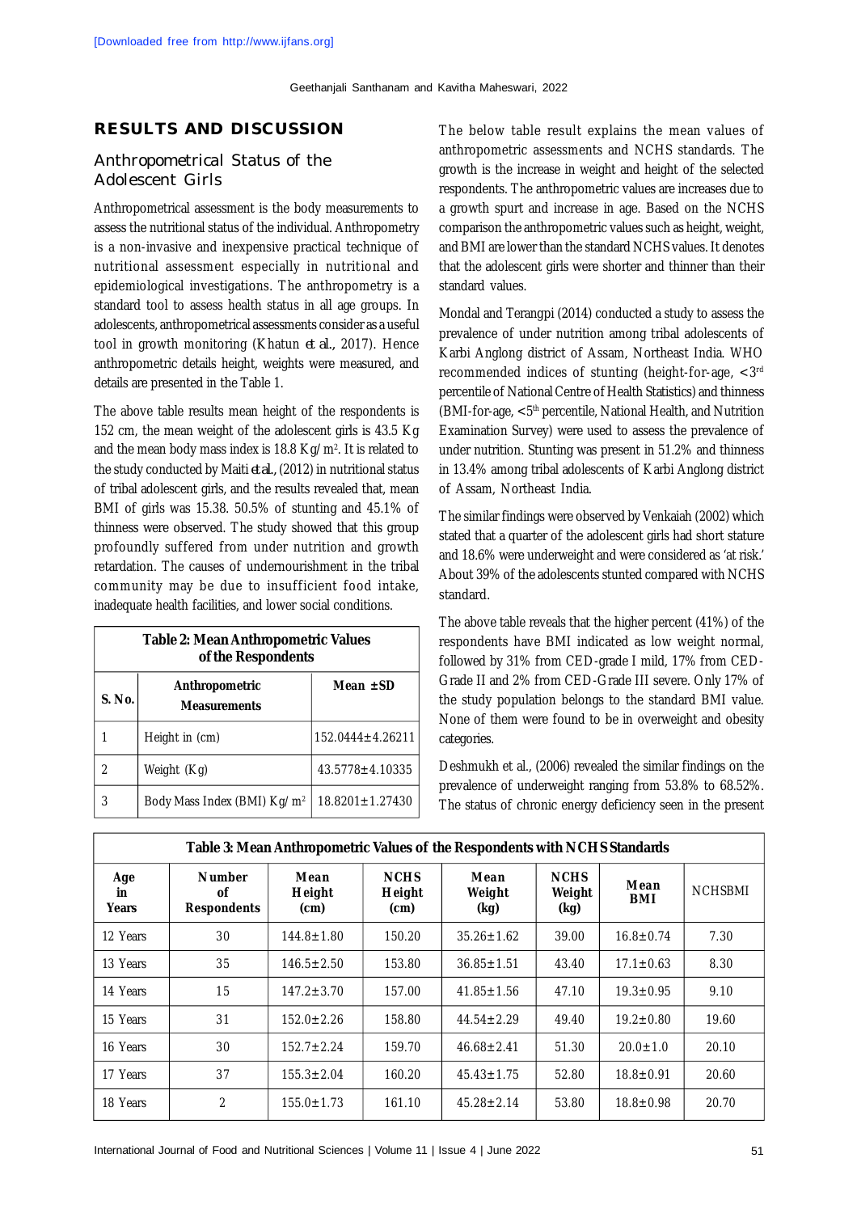## RESULTS AND DISCUSSION

### Anthropometrical Status of the Adolescent Girls

Anthropometrical assessment is the body measurements to assess the nutritional status of the individual. Anthropometry is a non-invasive and inexpensive practical technique of nutritional assessment especially in nutritional and epidemiological investigations. The anthropometry is a standard tool to assess health status in all age groups. In adolescents, anthropometrical assessments consider as a useful tool in growth monitoring (Khatun *et al.*, 2017). Hence anthropometric details height, weights were measured, and details are presented in the Table 1.

The above table results mean height of the respondents is 152 cm, the mean weight of the adolescent girls is 43.5 Kg and the mean body mass index is 18.8 Kg/m$^2$. It is related to the study conducted by Maiti *et al.*, (2012) in nutritional status of tribal adolescent girls, and the results revealed that, mean BMI of girls was 15.38. 50.5% of stunting and 45.1% of thinness were observed. The study showed that this group profoundly suffered from under nutrition and growth retardation. The causes of undernourishment in the tribal community may be due to insufficient food intake, inadequate health facilities, and lower social conditions.

**Table 2: Mean Anthropometric Values of the Respondents**

| S. No. | Anthropometric Measurements | Mean ±SD |
|---|---|---|
| 1 | Height in (cm) | 152.0444±4.26211 |
| 2 | Weight (Kg) | 43.5778±4.10335 |
| 3 | Body Mass Index (BMI) Kg/m$^2$ | 18.8201±1.27430 |

The below table result explains the mean values of anthropometric assessments and NCHS standards. The growth is the increase in weight and height of the selected respondents. The anthropometric values are increases due to a growth spurt and increase in age. Based on the NCHS comparison the anthropometric values such as height, weight, and BMI are lower than the standard NCHS values. It denotes that the adolescent girls were shorter and thinner than their standard values.

Mondal and Terangpi (2014) conducted a study to assess the prevalence of under nutrition among tribal adolescents of Karbi Anglong district of Assam, Northeast India. WHO recommended indices of stunting (height-for-age, <3rd percentile of National Centre of Health Statistics) and thinness (BMI-for-age, <5th percentile, National Health, and Nutrition Examination Survey) were used to assess the prevalence of under nutrition. Stunting was present in 51.2% and thinness in 13.4% among tribal adolescents of Karbi Anglong district of Assam, Northeast India.

The similar findings were observed by Venkaiah (2002) which stated that a quarter of the adolescent girls had short stature and 18.6% were underweight and were considered as 'at risk.' About 39% of the adolescents stunted compared with NCHS standard.

The above table reveals that the higher percent (41%) of the respondents have BMI indicated as low weight normal, followed by 31% from CED-grade I mild, 17% from CED-Grade II and 2% from CED-Grade III severe. Only 17% of the study population belongs to the standard BMI value. None of them were found to be in overweight and obesity categories.

Deshmukh et al., (2006) revealed the similar findings on the prevalence of underweight ranging from 53.8% to 68.52%. The status of chronic energy deficiency seen in the present

**Table 3: Mean Anthropometric Values of the Respondents with NCHS Standards**

| Age in Years | Number of Respondents | Mean Height (cm) | NCHS Height (cm) | Mean Weight (kg) | NCHS Weight (kg) | Mean BMI | NCHSBMI |
|---|---|---|---|---|---|---|---|
| 12 Years | 30 | 144.8±1.80 | 150.20 | 35.26±1.62 | 39.00 | 16.8±0.74 | 7.30 |
| 13 Years | 35 | 146.5±2.50 | 153.80 | 36.85±1.51 | 43.40 | 17.1±0.63 | 8.30 |
| 14 Years | 15 | 147.2±3.70 | 157.00 | 41.85±1.56 | 47.10 | 19.3±0.95 | 9.10 |
| 15 Years | 31 | 152.0±2.26 | 158.80 | 44.54±2.29 | 49.40 | 19.2±0.80 | 19.60 |
| 16 Years | 30 | 152.7±2.24 | 159.70 | 46.68±2.41 | 51.30 | 20.0±1.0 | 20.10 |
| 17 Years | 37 | 155.3±2.04 | 160.20 | 45.43±1.75 | 52.80 | 18.8±0.91 | 20.60 |
| 18 Years | 2 | 155.0±1.73 | 161.10 | 45.28±2.14 | 53.80 | 18.8±0.98 | 20.70 |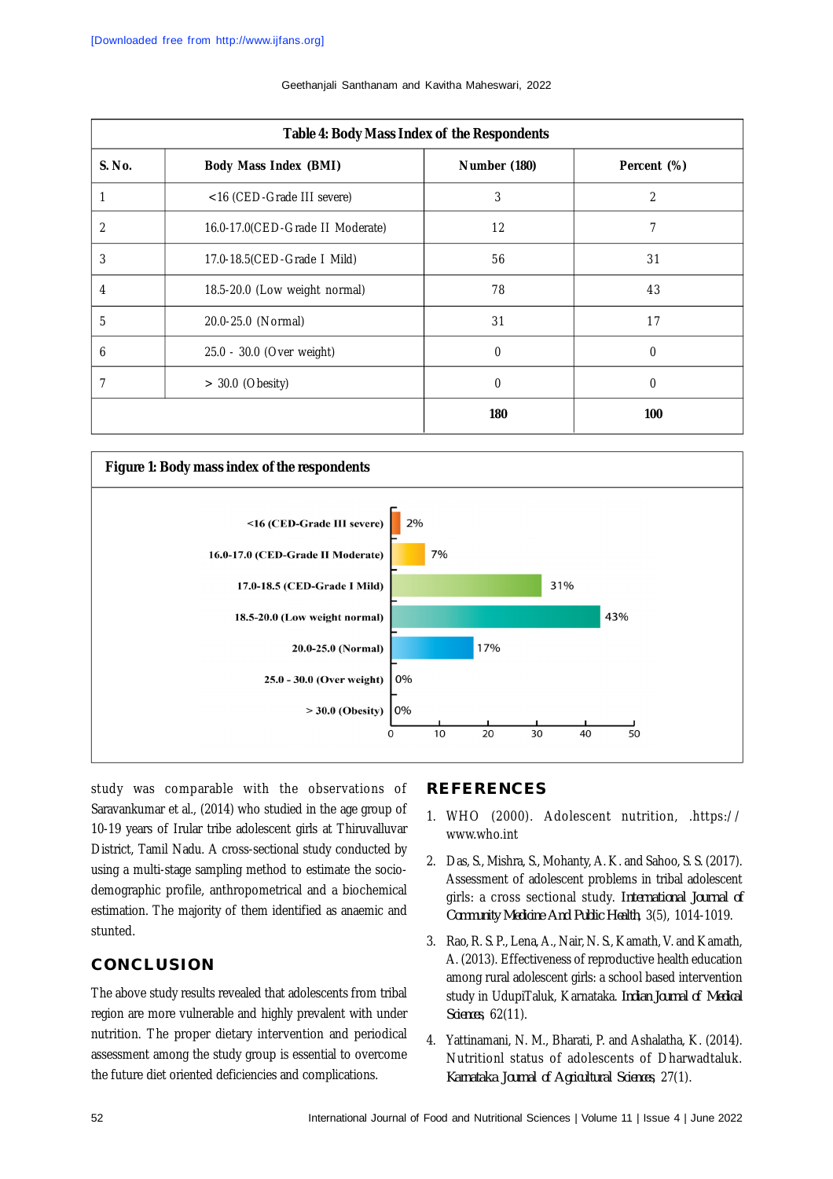| S. No. | Body Mass Index (BMI) | Number (180) | Percent (%) |
|---|---|---|---|
| 1 | <16 (CED-Grade III severe) | 3 | 2 |
| 2 | 16.0-17.0(CED-Grade II Moderate) | 12 | 7 |
| 3 | 17.0-18.5(CED-Grade I Mild) | 56 | 31 |
| 4 | 18.5-20.0 (Low weight normal) | 78 | 43 |
| 5 | 20.0-25.0 (Normal) | 31 | 17 |
| 6 | 25.0 - 30.0 (Over weight) | 0 | 0 |
| 7 | > 30.0 (Obesity) | 0 | 0 |
| | | **180** | **100** |

**Table 4: Body Mass Index of the Respondents**

**Figure 1: Body mass index of the respondents**

study was comparable with the observations of Saravankumar et al., (2014) who studied in the age group of 10-19 years of Irular tribe adolescent girls at Thiruvalluvar District, Tamil Nadu. A cross-sectional study conducted by using a multi-stage sampling method to estimate the socio-demographic profile, anthropometrical and a biochemical estimation. The majority of them identified as anaemic and stunted.

## CONCLUSION

The above study results revealed that adolescents from tribal region are more vulnerable and highly prevalent with under nutrition. The proper dietary intervention and periodical assessment among the study group is essential to overcome the future diet oriented deficiencies and complications.

## REFERENCES

1. WHO (2000). Adolescent nutrition, .https:// www.who.int
2. Das, S., Mishra, S., Mohanty, A. K. and Sahoo, S. S. (2017). Assessment of adolescent problems in tribal adolescent girls: a cross sectional study. *International Journal of Community Medicine And Public Health*, 3(5), 1014-1019.
3. Rao, R. S. P., Lena, A., Nair, N. S., Kamath, V. and Kamath, A. (2013). Effectiveness of reproductive health education among rural adolescent girls: a school based intervention study in UdupiTaluk, Karnataka. *Indian Journal of Medical Sciences*, 62(11).
4. Yattinamani, N. M., Bharati, P. and Ashalatha, K. (2014). Nutritionl status of adolescents of Dharwadtaluk. *Karnataka Journal of Agricultural Sciences*, 27(1).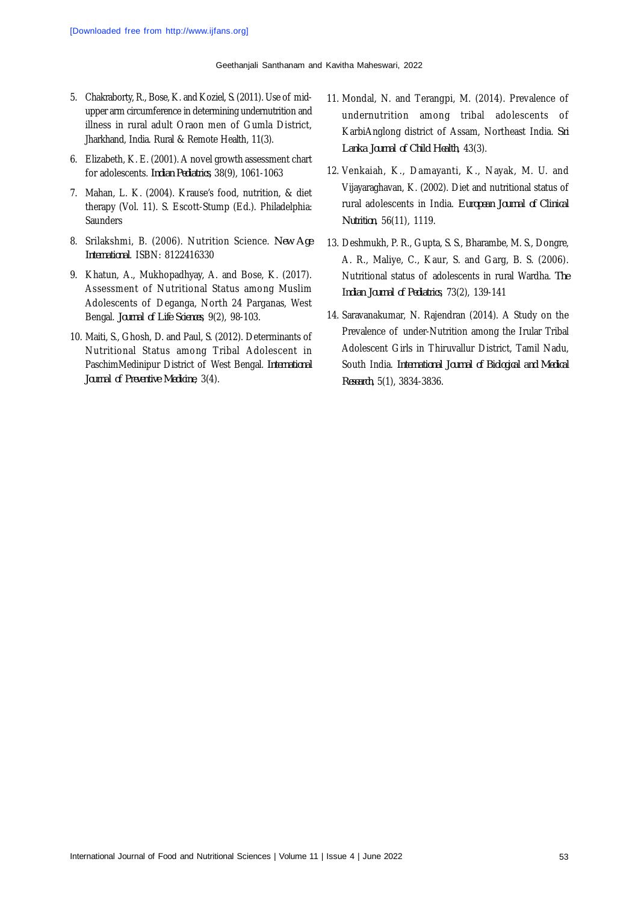5. Chakraborty, R., Bose, K. and Koziel, S. (2011). Use of mid-upper arm circumference in determining undernutrition and illness in rural adult Oraon men of Gumla District, Jharkhand, India. Rural & Remote Health, 11(3).

6. Elizabeth, K. E. (2001). A novel growth assessment chart for adolescents. *Indian Pediatrics*, 38(9), 1061-1063

7. Mahan, L. K. (2004). Krause's food, nutrition, & diet therapy (Vol. 11). S. Escott-Stump (Ed.). Philadelphia: Saunders

8. Srilakshmi, B. (2006). Nutrition Science. *New Age International*. ISBN: 8122416330

9. Khatun, A., Mukhopadhyay, A. and Bose, K. (2017). Assessment of Nutritional Status among Muslim Adolescents of Deganga, North 24 Parganas, West Bengal. *Journal of Life Sciences*, 9(2), 98-103.

10. Maiti, S., Ghosh, D. and Paul, S. (2012). Determinants of Nutritional Status among Tribal Adolescent in PaschimMedinipur District of West Bengal. *International Journal of Preventive Medicine*, 3(4).

11. Mondal, N. and Terangpi, M. (2014). Prevalence of undernutrition among tribal adolescents of KarbiAnglong district of Assam, Northeast India. *Sri Lanka Journal of Child Health*, 43(3).

12. Venkaiah, K., Damayanti, K., Nayak, M. U. and Vijayaraghavan, K. (2002). Diet and nutritional status of rural adolescents in India. *European Journal of Clinical Nutrition*, 56(11), 1119.

13. Deshmukh, P. R., Gupta, S. S., Bharambe, M. S., Dongre, A. R., Maliye, C., Kaur, S. and Garg, B. S. (2006). Nutritional status of adolescents in rural Wardha. *The Indian Journal of Pediatrics*, 73(2), 139-141

14. Saravanakumar, N. Rajendran (2014). A Study on the Prevalence of under-Nutrition among the Irular Tribal Adolescent Girls in Thiruvallur District, Tamil Nadu, South India. *International Journal of Biological and Medical Research*, 5(1), 3834-3836.